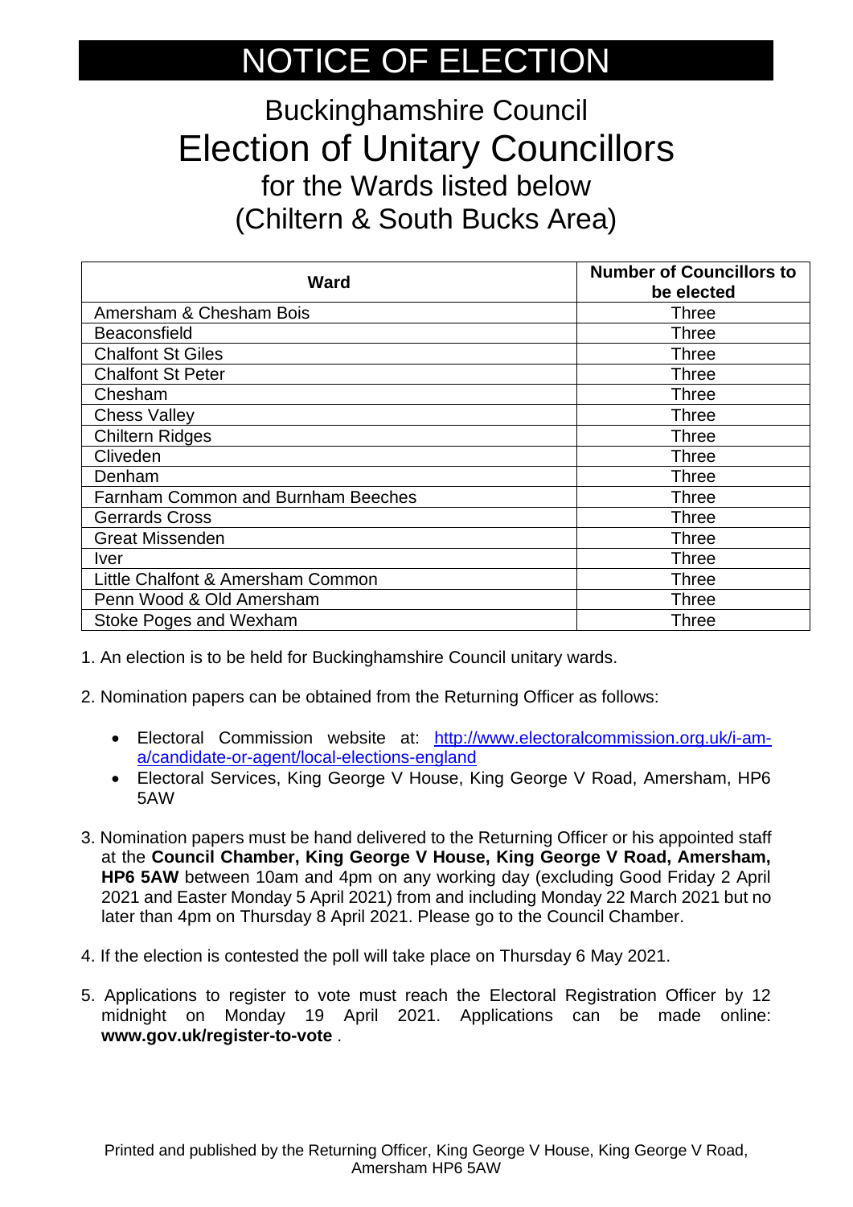# NOTICE OF ELECTION

## Buckinghamshire Council

# Election of Unitary Councillors

### for the Wards listed below

### (Chiltern & South Bucks Area)

| Ward | Number of Councillors to be elected |
|---|---|
| Amersham & Chesham Bois | Three |
| Beaconsfield | Three |
| Chalfont St Giles | Three |
| Chalfont St Peter | Three |
| Chesham | Three |
| Chess Valley | Three |
| Chiltern Ridges | Three |
| Cliveden | Three |
| Denham | Three |
| Farnham Common and Burnham Beeches | Three |
| Gerrards Cross | Three |
| Great Missenden | Three |
| Iver | Three |
| Little Chalfont & Amersham Common | Three |
| Penn Wood & Old Amersham | Three |
| Stoke Poges and Wexham | Three |

1. An election is to be held for Buckinghamshire Council unitary wards.

2. Nomination papers can be obtained from the Returning Officer as follows:

   - Electoral Commission website at: http://www.electoralcommission.org.uk/i-am-a/candidate-or-agent/local-elections-england
   - Electoral Services, King George V House, King George V Road, Amersham, HP6 5AW

3. Nomination papers must be hand delivered to the Returning Officer or his appointed staff at the **Council Chamber, King George V House, King George V Road, Amersham, HP6 5AW** between 10am and 4pm on any working day (excluding Good Friday 2 April 2021 and Easter Monday 5 April 2021) from and including Monday 22 March 2021 but no later than 4pm on Thursday 8 April 2021. Please go to the Council Chamber.

4. If the election is contested the poll will take place on Thursday 6 May 2021.

5. Applications to register to vote must reach the Electoral Registration Officer by 12 midnight on Monday 19 April 2021. Applications can be made online: **www.gov.uk/register-to-vote** .

Printed and published by the Returning Officer, King George V House, King George V Road, Amersham HP6 5AW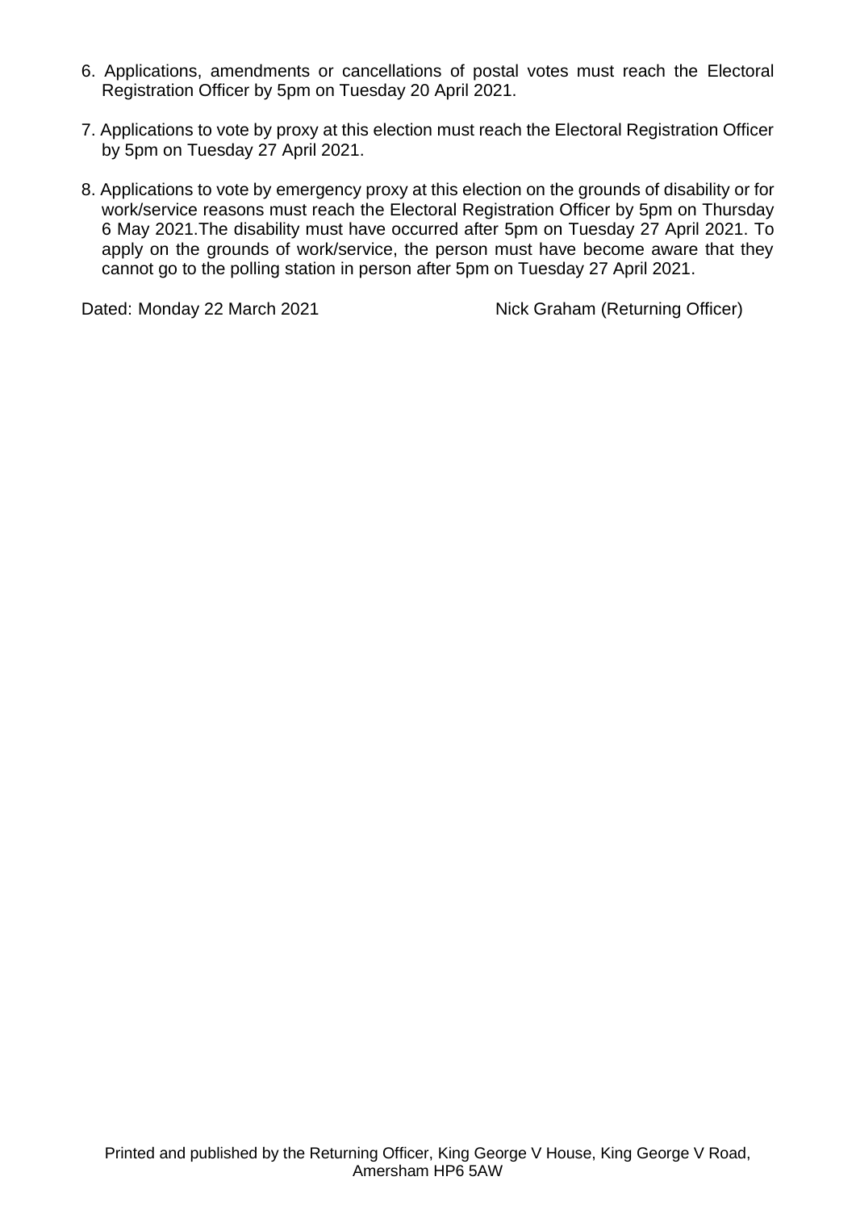6. Applications, amendments or cancellations of postal votes must reach the Electoral Registration Officer by 5pm on Tuesday 20 April 2021.

7. Applications to vote by proxy at this election must reach the Electoral Registration Officer by 5pm on Tuesday 27 April 2021.

8. Applications to vote by emergency proxy at this election on the grounds of disability or for work/service reasons must reach the Electoral Registration Officer by 5pm on Thursday 6 May 2021.The disability must have occurred after 5pm on Tuesday 27 April 2021. To apply on the grounds of work/service, the person must have become aware that they cannot go to the polling station in person after 5pm on Tuesday 27 April 2021.

Dated: Monday 22 March 2021 Nick Graham (Returning Officer)

Printed and published by the Returning Officer, King George V House, King George V Road, Amersham HP6 5AW